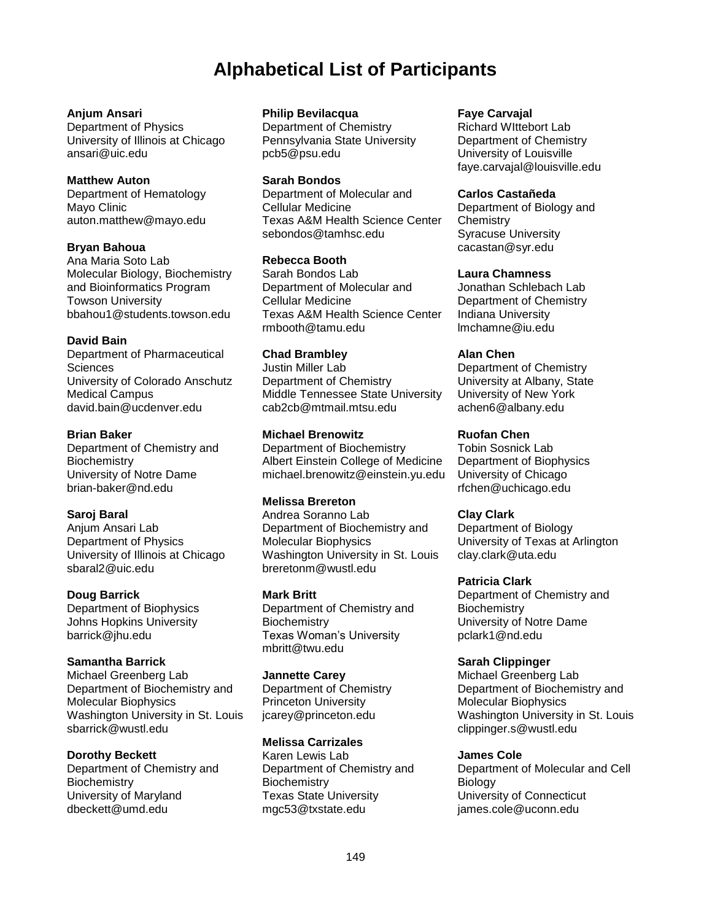# Alphabetical List of Participants

**Anjum Ansari**
Department of Physics
University of Illinois at Chicago
ansari@uic.edu

**Matthew Auton**
Department of Hematology
Mayo Clinic
auton.matthew@mayo.edu

**Bryan Bahoua**
Ana Maria Soto Lab
Molecular Biology, Biochemistry and Bioinformatics Program
Towson University
bbahou1@students.towson.edu

**David Bain**
Department of Pharmaceutical Sciences
University of Colorado Anschutz Medical Campus
david.bain@ucdenver.edu

**Brian Baker**
Department of Chemistry and Biochemistry
University of Notre Dame
brian-baker@nd.edu

**Saroj Baral**
Anjum Ansari Lab
Department of Physics
University of Illinois at Chicago
sbaral2@uic.edu

**Doug Barrick**
Department of Biophysics
Johns Hopkins University
barrick@jhu.edu

**Samantha Barrick**
Michael Greenberg Lab
Department of Biochemistry and Molecular Biophysics
Washington University in St. Louis
sbarrick@wustl.edu

**Dorothy Beckett**
Department of Chemistry and Biochemistry
University of Maryland
dbeckett@umd.edu

**Philip Bevilacqua**
Department of Chemistry
Pennsylvania State University
pcb5@psu.edu

**Sarah Bondos**
Department of Molecular and Cellular Medicine
Texas A&M Health Science Center
sebondos@tamhsc.edu

**Rebecca Booth**
Sarah Bondos Lab
Department of Molecular and Cellular Medicine
Texas A&M Health Science Center
rmbooth@tamu.edu

**Chad Brambley**
Justin Miller Lab
Department of Chemistry
Middle Tennessee State University
cab2cb@mtmail.mtsu.edu

**Michael Brenowitz**
Department of Biochemistry
Albert Einstein College of Medicine
michael.brenowitz@einstein.yu.edu

**Melissa Brereton**
Andrea Soranno Lab
Department of Biochemistry and Molecular Biophysics
Washington University in St. Louis
breretonm@wustl.edu

**Mark Britt**
Department of Chemistry and Biochemistry
Texas Woman's University
mbritt@twu.edu

**Jannette Carey**
Department of Chemistry
Princeton University
jcarey@princeton.edu

**Melissa Carrizales**
Karen Lewis Lab
Department of Chemistry and Biochemistry
Texas State University
mgc53@txstate.edu

**Faye Carvajal**
Richard WIttebort Lab
Department of Chemistry
University of Louisville
faye.carvajal@louisville.edu

**Carlos Castañeda**
Department of Biology and Chemistry
Syracuse University
cacastan@syr.edu

**Laura Chamness**
Jonathan Schlebach Lab
Department of Chemistry
Indiana University
lmchamne@iu.edu

**Alan Chen**
Department of Chemistry
University at Albany, State University of New York
achen6@albany.edu

**Ruofan Chen**
Tobin Sosnick Lab
Department of Biophysics
University of Chicago
rfchen@uchicago.edu

**Clay Clark**
Department of Biology
University of Texas at Arlington
clay.clark@uta.edu

**Patricia Clark**
Department of Chemistry and Biochemistry
University of Notre Dame
pclark1@nd.edu

**Sarah Clippinger**
Michael Greenberg Lab
Department of Biochemistry and Molecular Biophysics
Washington University in St. Louis
clippinger.s@wustl.edu

**James Cole**
Department of Molecular and Cell Biology
University of Connecticut
james.cole@uconn.edu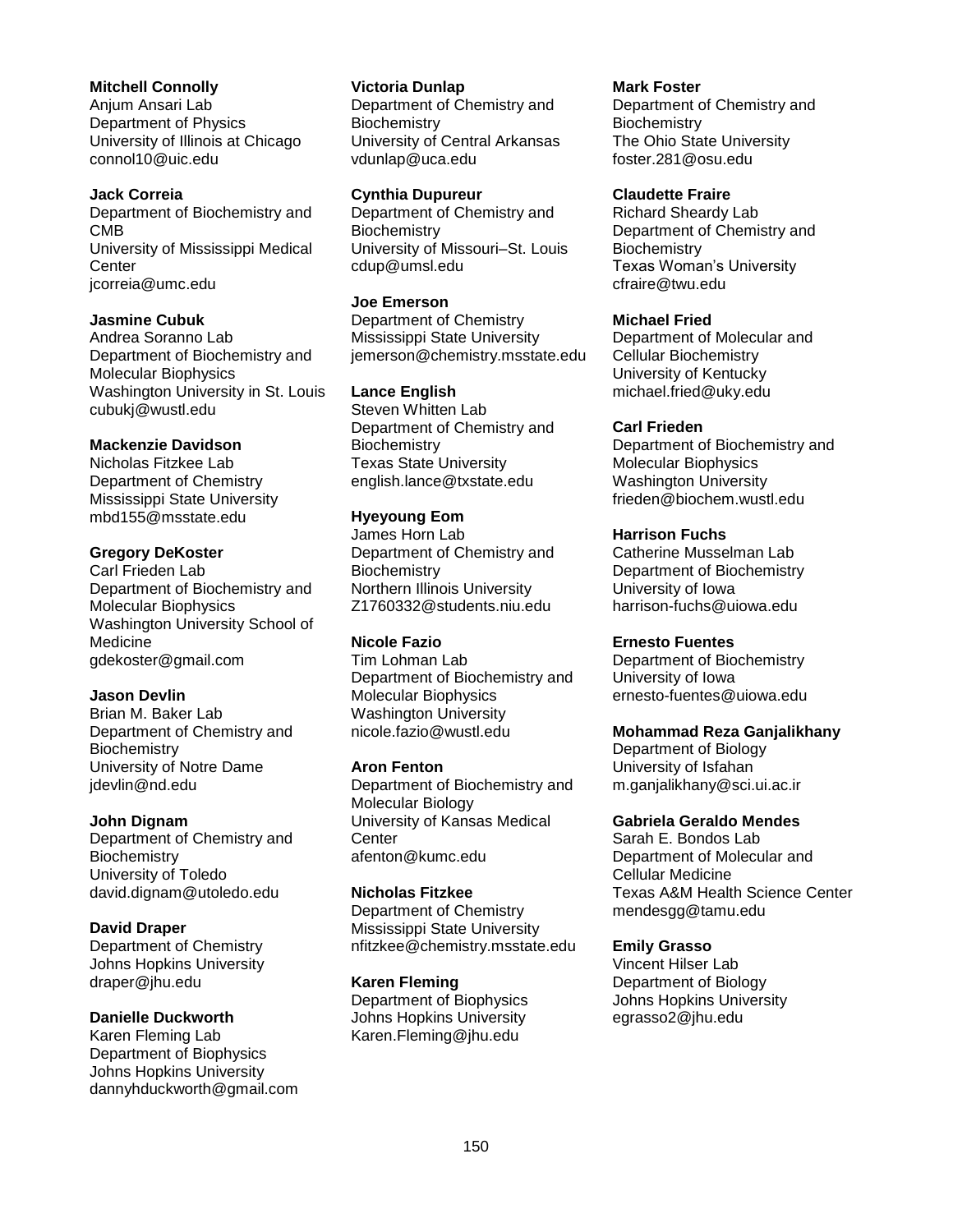**Mitchell Connolly**
Anjum Ansari Lab
Department of Physics
University of Illinois at Chicago
connol10@uic.edu

**Jack Correia**
Department of Biochemistry and CMB
University of Mississippi Medical Center
jcorreia@umc.edu

**Jasmine Cubuk**
Andrea Soranno Lab
Department of Biochemistry and Molecular Biophysics
Washington University in St. Louis
cubukj@wustl.edu

**Mackenzie Davidson**
Nicholas Fitzkee Lab
Department of Chemistry
Mississippi State University
mbd155@msstate.edu

**Gregory DeKoster**
Carl Frieden Lab
Department of Biochemistry and Molecular Biophysics
Washington University School of Medicine
gdekoster@gmail.com

**Jason Devlin**
Brian M. Baker Lab
Department of Chemistry and Biochemistry
University of Notre Dame
jdevlin@nd.edu

**John Dignam**
Department of Chemistry and Biochemistry
University of Toledo
david.dignam@utoledo.edu

**David Draper**
Department of Chemistry
Johns Hopkins University
draper@jhu.edu

**Danielle Duckworth**
Karen Fleming Lab
Department of Biophysics
Johns Hopkins University
dannyhduckworth@gmail.com

**Victoria Dunlap**
Department of Chemistry and Biochemistry
University of Central Arkansas
vdunlap@uca.edu

**Cynthia Dupureur**
Department of Chemistry and Biochemistry
University of Missouri–St. Louis
cdup@umsl.edu

**Joe Emerson**
Department of Chemistry
Mississippi State University
jemerson@chemistry.msstate.edu

**Lance English**
Steven Whitten Lab
Department of Chemistry and Biochemistry
Texas State University
english.lance@txstate.edu

**Hyeyoung Eom**
James Horn Lab
Department of Chemistry and Biochemistry
Northern Illinois University
Z1760332@students.niu.edu

**Nicole Fazio**
Tim Lohman Lab
Department of Biochemistry and Molecular Biophysics
Washington University
nicole.fazio@wustl.edu

**Aron Fenton**
Department of Biochemistry and Molecular Biology
University of Kansas Medical Center
afenton@kumc.edu

**Nicholas Fitzkee**
Department of Chemistry
Mississippi State University
nfitzkee@chemistry.msstate.edu

**Karen Fleming**
Department of Biophysics
Johns Hopkins University
Karen.Fleming@jhu.edu

**Mark Foster**
Department of Chemistry and Biochemistry
The Ohio State University
foster.281@osu.edu

**Claudette Fraire**
Richard Sheardy Lab
Department of Chemistry and Biochemistry
Texas Woman's University
cfraire@twu.edu

**Michael Fried**
Department of Molecular and Cellular Biochemistry
University of Kentucky
michael.fried@uky.edu

**Carl Frieden**
Department of Biochemistry and Molecular Biophysics
Washington University
frieden@biochem.wustl.edu

**Harrison Fuchs**
Catherine Musselman Lab
Department of Biochemistry
University of Iowa
harrison-fuchs@uiowa.edu

**Ernesto Fuentes**
Department of Biochemistry
University of Iowa
ernesto-fuentes@uiowa.edu

**Mohammad Reza Ganjalikhany**
Department of Biology
University of Isfahan
m.ganjalikhany@sci.ui.ac.ir

**Gabriela Geraldo Mendes**
Sarah E. Bondos Lab
Department of Molecular and Cellular Medicine
Texas A&M Health Science Center
mendesgg@tamu.edu

**Emily Grasso**
Vincent Hilser Lab
Department of Biology
Johns Hopkins University
egrasso2@jhu.edu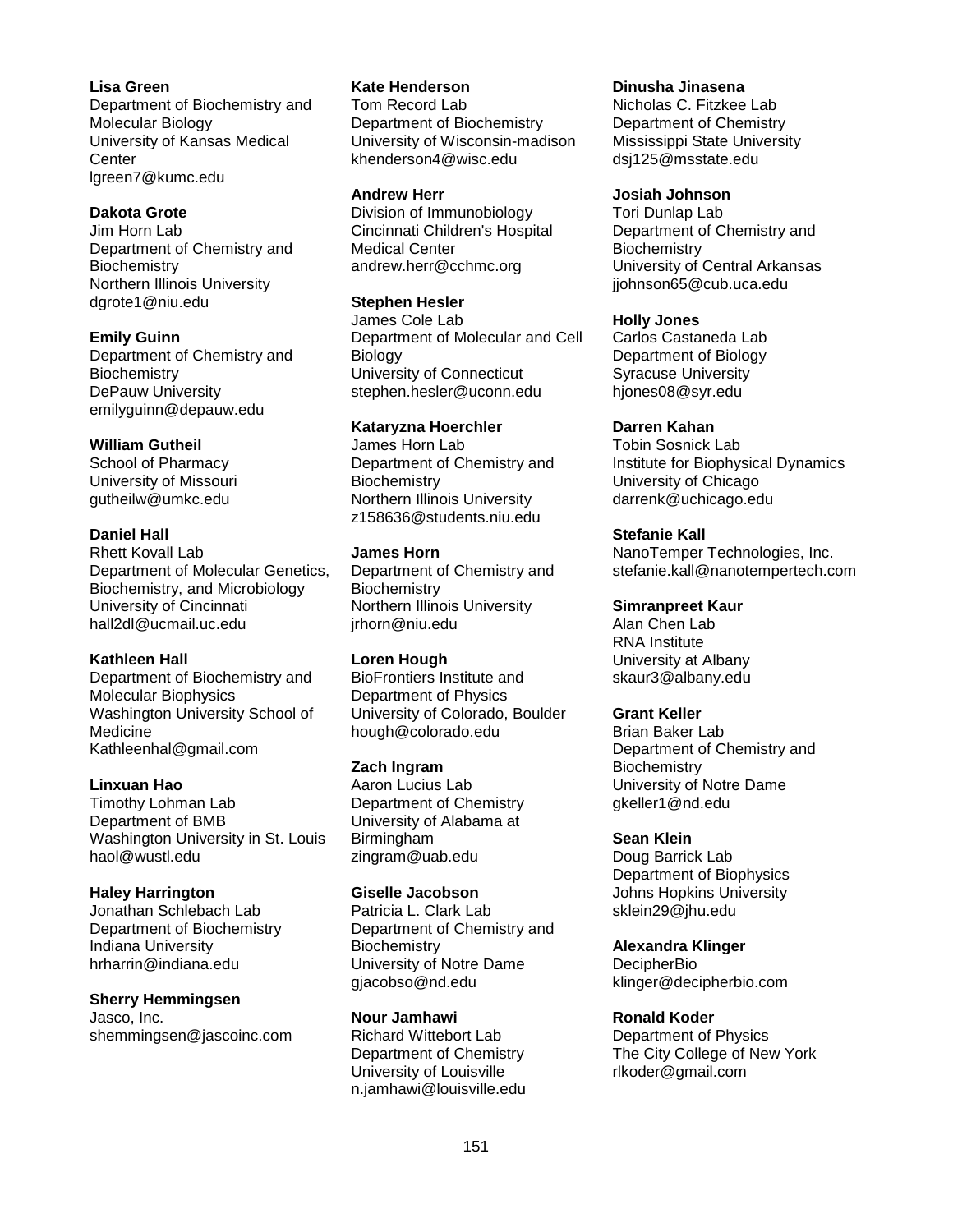**Lisa Green**
Department of Biochemistry and Molecular Biology
University of Kansas Medical Center
lgreen7@kumc.edu

**Dakota Grote**
Jim Horn Lab
Department of Chemistry and Biochemistry
Northern Illinois University
dgrote1@niu.edu

**Emily Guinn**
Department of Chemistry and Biochemistry
DePauw University
emilyguinn@depauw.edu

**William Gutheil**
School of Pharmacy
University of Missouri
gutheilw@umkc.edu

**Daniel Hall**
Rhett Kovall Lab
Department of Molecular Genetics, Biochemistry, and Microbiology
University of Cincinnati
hall2dl@ucmail.uc.edu

**Kathleen Hall**
Department of Biochemistry and Molecular Biophysics
Washington University School of Medicine
Kathleenhal@gmail.com

**Linxuan Hao**
Timothy Lohman Lab
Department of BMB
Washington University in St. Louis
haol@wustl.edu

**Haley Harrington**
Jonathan Schlebach Lab
Department of Biochemistry
Indiana University
hrharrin@indiana.edu

**Sherry Hemmingsen**
Jasco, Inc.
shemmingsen@jascoinc.com

**Kate Henderson**
Tom Record Lab
Department of Biochemistry
University of Wisconsin-madison
khenderson4@wisc.edu

**Andrew Herr**
Division of Immunobiology
Cincinnati Children's Hospital Medical Center
andrew.herr@cchmc.org

**Stephen Hesler**
James Cole Lab
Department of Molecular and Cell Biology
University of Connecticut
stephen.hesler@uconn.edu

**Kataryzna Hoerchler**
James Horn Lab
Department of Chemistry and Biochemistry
Northern Illinois University
z158636@students.niu.edu

**James Horn**
Department of Chemistry and Biochemistry
Northern Illinois University
jrhorn@niu.edu

**Loren Hough**
BioFrontiers Institute and Department of Physics
University of Colorado, Boulder
hough@colorado.edu

**Zach Ingram**
Aaron Lucius Lab
Department of Chemistry
University of Alabama at Birmingham
zingram@uab.edu

**Giselle Jacobson**
Patricia L. Clark Lab
Department of Chemistry and Biochemistry
University of Notre Dame
gjacobso@nd.edu

**Nour Jamhawi**
Richard Wittebort Lab
Department of Chemistry
University of Louisville
n.jamhawi@louisville.edu

**Dinusha Jinasena**
Nicholas C. Fitzkee Lab
Department of Chemistry
Mississippi State University
dsj125@msstate.edu

**Josiah Johnson**
Tori Dunlap Lab
Department of Chemistry and Biochemistry
University of Central Arkansas
jjohnson65@cub.uca.edu

**Holly Jones**
Carlos Castaneda Lab
Department of Biology
Syracuse University
hjones08@syr.edu

**Darren Kahan**
Tobin Sosnick Lab
Institute for Biophysical Dynamics
University of Chicago
darrenk@uchicago.edu

**Stefanie Kall**
NanoTemper Technologies, Inc.
stefanie.kall@nanotempertech.com

**Simranpreet Kaur**
Alan Chen Lab
RNA Institute
University at Albany
skaur3@albany.edu

**Grant Keller**
Brian Baker Lab
Department of Chemistry and Biochemistry
University of Notre Dame
gkeller1@nd.edu

**Sean Klein**
Doug Barrick Lab
Department of Biophysics
Johns Hopkins University
sklein29@jhu.edu

**Alexandra Klinger**
DecipherBio
klinger@decipherbio.com

**Ronald Koder**
Department of Physics
The City College of New York
rlkoder@gmail.com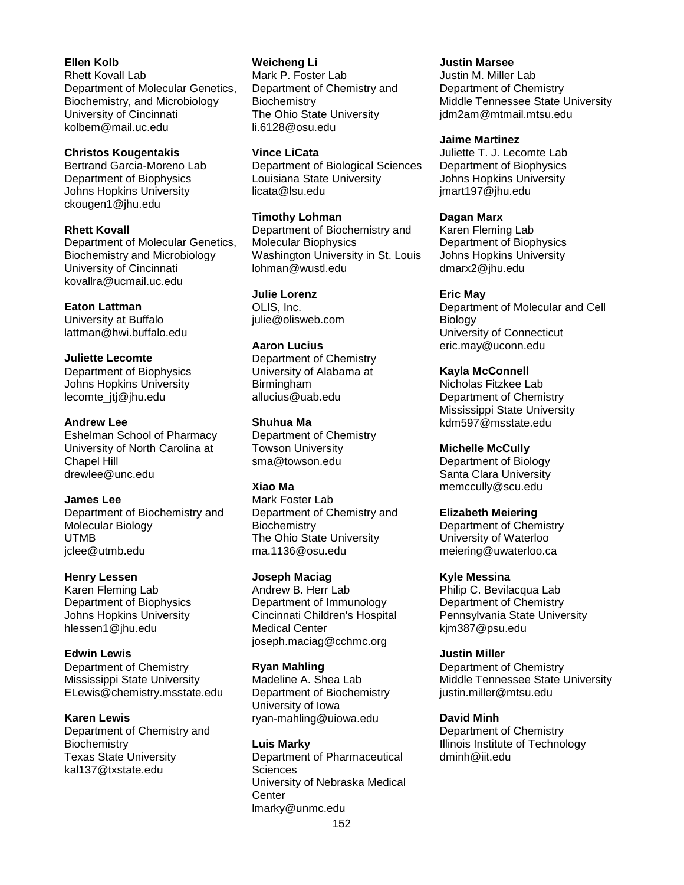**Ellen Kolb**
Rhett Kovall Lab
Department of Molecular Genetics, Biochemistry, and Microbiology
University of Cincinnati
kolbem@mail.uc.edu

**Christos Kougentakis**
Bertrand Garcia-Moreno Lab
Department of Biophysics
Johns Hopkins University
ckougen1@jhu.edu

**Rhett Kovall**
Department of Molecular Genetics, Biochemistry and Microbiology
University of Cincinnati
kovallra@ucmail.uc.edu

**Eaton Lattman**
University at Buffalo
lattman@hwi.buffalo.edu

**Juliette Lecomte**
Department of Biophysics
Johns Hopkins University
lecomte_jtj@jhu.edu

**Andrew Lee**
Eshelman School of Pharmacy
University of North Carolina at Chapel Hill
drewlee@unc.edu

**James Lee**
Department of Biochemistry and Molecular Biology
UTMB
jclee@utmb.edu

**Henry Lessen**
Karen Fleming Lab
Department of Biophysics
Johns Hopkins University
hlessen1@jhu.edu

**Edwin Lewis**
Department of Chemistry
Mississippi State University
ELewis@chemistry.msstate.edu

**Karen Lewis**
Department of Chemistry and Biochemistry
Texas State University
kal137@txstate.edu

**Weicheng Li**
Mark P. Foster Lab
Department of Chemistry and Biochemistry
The Ohio State University
li.6128@osu.edu

**Vince LiCata**
Department of Biological Sciences
Louisiana State University
licata@lsu.edu

**Timothy Lohman**
Department of Biochemistry and Molecular Biophysics
Washington University in St. Louis
lohman@wustl.edu

**Julie Lorenz**
OLIS, Inc.
julie@olisweb.com

**Aaron Lucius**
Department of Chemistry
University of Alabama at Birmingham
allucius@uab.edu

**Shuhua Ma**
Department of Chemistry
Towson University
sma@towson.edu

**Xiao Ma**
Mark Foster Lab
Department of Chemistry and Biochemistry
The Ohio State University
ma.1136@osu.edu

**Joseph Maciag**
Andrew B. Herr Lab
Department of Immunology
Cincinnati Children's Hospital Medical Center
joseph.maciag@cchmc.org

**Ryan Mahling**
Madeline A. Shea Lab
Department of Biochemistry
University of Iowa
ryan-mahling@uiowa.edu

**Luis Marky**
Department of Pharmaceutical Sciences
University of Nebraska Medical Center
lmarky@unmc.edu

**Justin Marsee**
Justin M. Miller Lab
Department of Chemistry
Middle Tennessee State University
jdm2am@mtmail.mtsu.edu

**Jaime Martinez**
Juliette T. J. Lecomte Lab
Department of Biophysics
Johns Hopkins University
jmart197@jhu.edu

**Dagan Marx**
Karen Fleming Lab
Department of Biophysics
Johns Hopkins University
dmarx2@jhu.edu

**Eric May**
Department of Molecular and Cell Biology
University of Connecticut
eric.may@uconn.edu

**Kayla McConnell**
Nicholas Fitzkee Lab
Department of Chemistry
Mississippi State University
kdm597@msstate.edu

**Michelle McCully**
Department of Biology
Santa Clara University
memccully@scu.edu

**Elizabeth Meiering**
Department of Chemistry
University of Waterloo
meiering@uwaterloo.ca

**Kyle Messina**
Philip C. Bevilacqua Lab
Department of Chemistry
Pennsylvania State University
kjm387@psu.edu

**Justin Miller**
Department of Chemistry
Middle Tennessee State University
justin.miller@mtsu.edu

**David Minh**
Department of Chemistry
Illinois Institute of Technology
dminh@iit.edu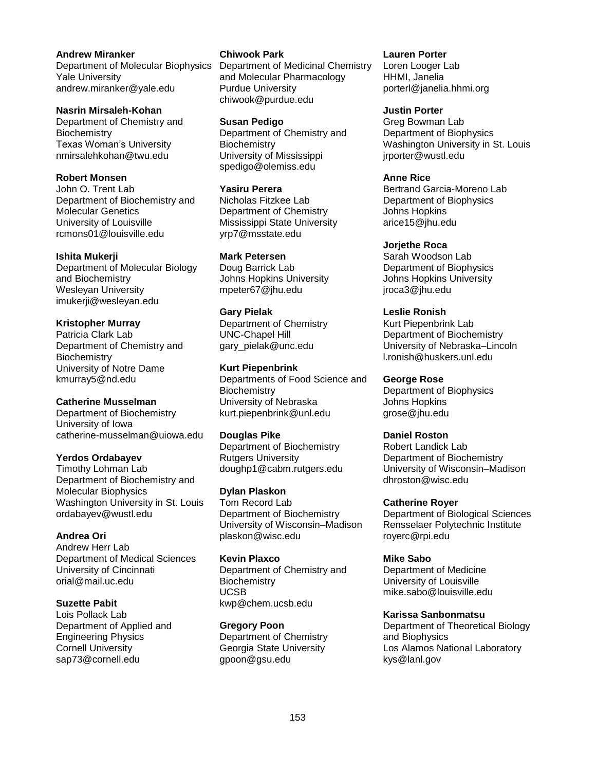**Andrew Miranker**
Department of Molecular Biophysics
Yale University
andrew.miranker@yale.edu

**Nasrin Mirsaleh-Kohan**
Department of Chemistry and Biochemistry
Texas Woman's University
nmirsalehkohan@twu.edu

**Robert Monsen**
John O. Trent Lab
Department of Biochemistry and Molecular Genetics
University of Louisville
rcmons01@louisville.edu

**Ishita Mukerji**
Department of Molecular Biology and Biochemistry
Wesleyan University
imukerji@wesleyan.edu

**Kristopher Murray**
Patricia Clark Lab
Department of Chemistry and Biochemistry
University of Notre Dame
kmurray5@nd.edu

**Catherine Musselman**
Department of Biochemistry
University of Iowa
catherine-musselman@uiowa.edu

**Yerdos Ordabayev**
Timothy Lohman Lab
Department of Biochemistry and Molecular Biophysics
Washington University in St. Louis
ordabayev@wustl.edu

**Andrea Ori**
Andrew Herr Lab
Department of Medical Sciences
University of Cincinnati
orial@mail.uc.edu

**Suzette Pabit**
Lois Pollack Lab
Department of Applied and Engineering Physics
Cornell University
sap73@cornell.edu

**Chiwook Park**
Department of Medicinal Chemistry and Molecular Pharmacology
Purdue University
chiwook@purdue.edu

**Susan Pedigo**
Department of Chemistry and Biochemistry
University of Mississippi
spedigo@olemiss.edu

**Yasiru Perera**
Nicholas Fitzkee Lab
Department of Chemistry
Mississippi State University
yrp7@msstate.edu

**Mark Petersen**
Doug Barrick Lab
Johns Hopkins University
mpeter67@jhu.edu

**Gary Pielak**
Department of Chemistry
UNC-Chapel Hill
gary_pielak@unc.edu

**Kurt Piepenbrink**
Departments of Food Science and Biochemistry
University of Nebraska
kurt.piepenbrink@unl.edu

**Douglas Pike**
Department of Biochemistry
Rutgers University
doughp1@cabm.rutgers.edu

**Dylan Plaskon**
Tom Record Lab
Department of Biochemistry
University of Wisconsin–Madison
plaskon@wisc.edu

**Kevin Plaxco**
Department of Chemistry and Biochemistry
UCSB
kwp@chem.ucsb.edu

**Gregory Poon**
Department of Chemistry
Georgia State University
gpoon@gsu.edu

**Lauren Porter**
Loren Looger Lab
HHMI, Janelia
porterl@janelia.hhmi.org

**Justin Porter**
Greg Bowman Lab
Department of Biophysics
Washington University in St. Louis
jrporter@wustl.edu

**Anne Rice**
Bertrand Garcia-Moreno Lab
Department of Biophysics
Johns Hopkins
arice15@jhu.edu

**Jorjethe Roca**
Sarah Woodson Lab
Department of Biophysics
Johns Hopkins University
jroca3@jhu.edu

**Leslie Ronish**
Kurt Piepenbrink Lab
Department of Biochemistry
University of Nebraska–Lincoln
l.ronish@huskers.unl.edu

**George Rose**
Department of Biophysics
Johns Hopkins
grose@jhu.edu

**Daniel Roston**
Robert Landick Lab
Department of Biochemistry
University of Wisconsin–Madison
dhroston@wisc.edu

**Catherine Royer**
Department of Biological Sciences
Rensselaer Polytechnic Institute
royerc@rpi.edu

**Mike Sabo**
Department of Medicine
University of Louisville
mike.sabo@louisville.edu

**Karissa Sanbonmatsu**
Department of Theoretical Biology and Biophysics
Los Alamos National Laboratory
kys@lanl.gov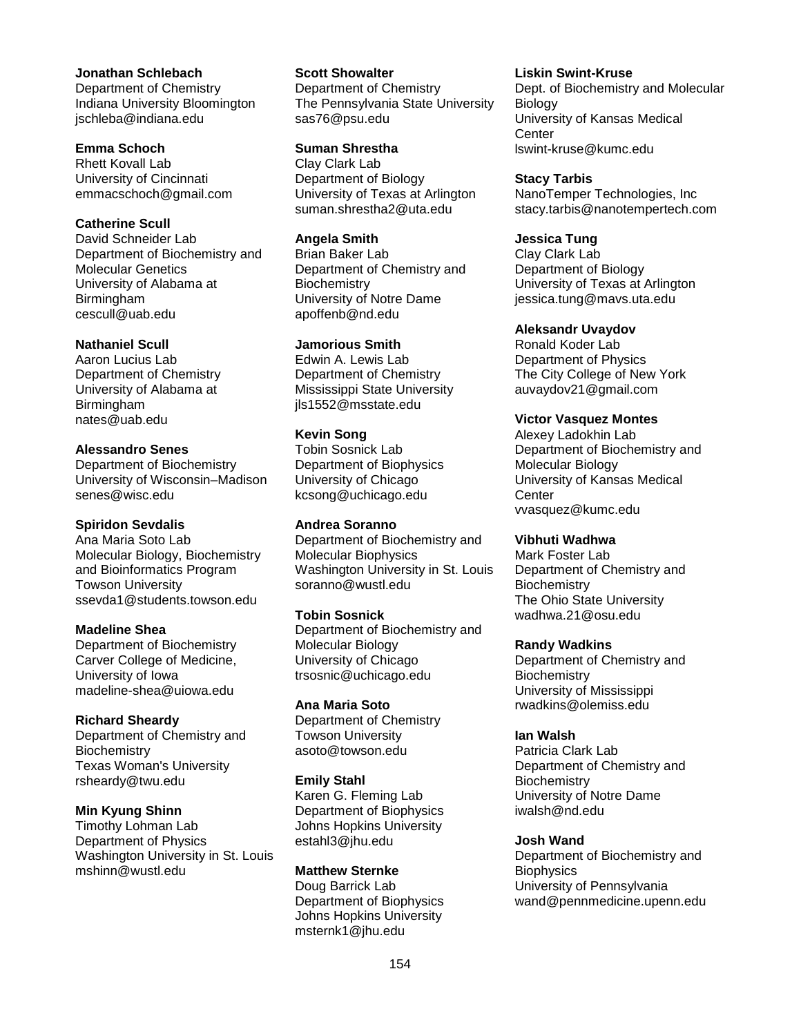**Jonathan Schlebach**
Department of Chemistry
Indiana University Bloomington
jschleba@indiana.edu

**Emma Schoch**
Rhett Kovall Lab
University of Cincinnati
emmacschoch@gmail.com

**Catherine Scull**
David Schneider Lab
Department of Biochemistry and Molecular Genetics
University of Alabama at Birmingham
cescull@uab.edu

**Nathaniel Scull**
Aaron Lucius Lab
Department of Chemistry
University of Alabama at Birmingham
nates@uab.edu

**Alessandro Senes**
Department of Biochemistry
University of Wisconsin–Madison
senes@wisc.edu

**Spiridon Sevdalis**
Ana Maria Soto Lab
Molecular Biology, Biochemistry and Bioinformatics Program
Towson University
ssevda1@students.towson.edu

**Madeline Shea**
Department of Biochemistry
Carver College of Medicine, University of Iowa
madeline-shea@uiowa.edu

**Richard Sheardy**
Department of Chemistry and Biochemistry
Texas Woman's University
rsheardy@twu.edu

**Min Kyung Shinn**
Timothy Lohman Lab
Department of Physics
Washington University in St. Louis
mshinn@wustl.edu

**Scott Showalter**
Department of Chemistry
The Pennsylvania State University
sas76@psu.edu

**Suman Shrestha**
Clay Clark Lab
Department of Biology
University of Texas at Arlington
suman.shrestha2@uta.edu

**Angela Smith**
Brian Baker Lab
Department of Chemistry and Biochemistry
University of Notre Dame
apoffenb@nd.edu

**Jamorious Smith**
Edwin A. Lewis Lab
Department of Chemistry
Mississippi State University
jls1552@msstate.edu

**Kevin Song**
Tobin Sosnick Lab
Department of Biophysics
University of Chicago
kcsong@uchicago.edu

**Andrea Soranno**
Department of Biochemistry and Molecular Biophysics
Washington University in St. Louis
soranno@wustl.edu

**Tobin Sosnick**
Department of Biochemistry and Molecular Biology
University of Chicago
trsosnic@uchicago.edu

**Ana Maria Soto**
Department of Chemistry
Towson University
asoto@towson.edu

**Emily Stahl**
Karen G. Fleming Lab
Department of Biophysics
Johns Hopkins University
estahl3@jhu.edu

**Matthew Sternke**
Doug Barrick Lab
Department of Biophysics
Johns Hopkins University
msternk1@jhu.edu

**Liskin Swint-Kruse**
Dept. of Biochemistry and Molecular Biology
University of Kansas Medical Center
lswint-kruse@kumc.edu

**Stacy Tarbis**
NanoTemper Technologies, Inc
stacy.tarbis@nanotempertech.com

**Jessica Tung**
Clay Clark Lab
Department of Biology
University of Texas at Arlington
jessica.tung@mavs.uta.edu

**Aleksandr Uvaydov**
Ronald Koder Lab
Department of Physics
The City College of New York
auvaydov21@gmail.com

**Victor Vasquez Montes**
Alexey Ladokhin Lab
Department of Biochemistry and Molecular Biology
University of Kansas Medical Center
vvasquez@kumc.edu

**Vibhuti Wadhwa**
Mark Foster Lab
Department of Chemistry and Biochemistry
The Ohio State University
wadhwa.21@osu.edu

**Randy Wadkins**
Department of Chemistry and Biochemistry
University of Mississippi
rwadkins@olemiss.edu

**Ian Walsh**
Patricia Clark Lab
Department of Chemistry and Biochemistry
University of Notre Dame
iwalsh@nd.edu

**Josh Wand**
Department of Biochemistry and Biophysics
University of Pennsylvania
wand@pennmedicine.upenn.edu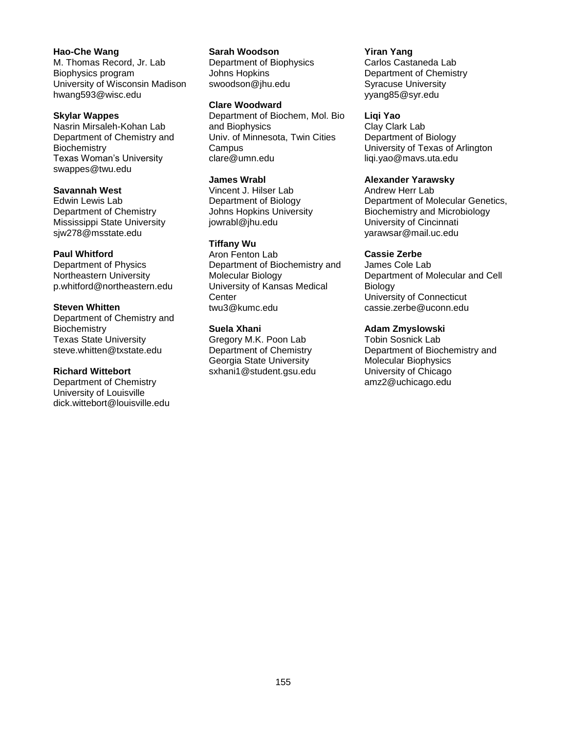**Hao-Che Wang**
M. Thomas Record, Jr. Lab
Biophysics program
University of Wisconsin Madison
hwang593@wisc.edu

**Skylar Wappes**
Nasrin Mirsaleh-Kohan Lab
Department of Chemistry and Biochemistry
Texas Woman's University
swappes@twu.edu

**Savannah West**
Edwin Lewis Lab
Department of Chemistry
Mississippi State University
sjw278@msstate.edu

**Paul Whitford**
Department of Physics
Northeastern University
p.whitford@northeastern.edu

**Steven Whitten**
Department of Chemistry and Biochemistry
Texas State University
steve.whitten@txstate.edu

**Richard Wittebort**
Department of Chemistry
University of Louisville
dick.wittebort@louisville.edu

**Sarah Woodson**
Department of Biophysics
Johns Hopkins
swoodson@jhu.edu

**Clare Woodward**
Department of Biochem, Mol. Bio and Biophysics
Univ. of Minnesota, Twin Cities Campus
clare@umn.edu

**James Wrabl**
Vincent J. Hilser Lab
Department of Biology
Johns Hopkins University
jowrabl@jhu.edu

**Tiffany Wu**
Aron Fenton Lab
Department of Biochemistry and Molecular Biology
University of Kansas Medical Center
twu3@kumc.edu

**Suela Xhani**
Gregory M.K. Poon Lab
Department of Chemistry
Georgia State University
sxhani1@student.gsu.edu

**Yiran Yang**
Carlos Castaneda Lab
Department of Chemistry
Syracuse University
yyang85@syr.edu

**Liqi Yao**
Clay Clark Lab
Department of Biology
University of Texas of Arlington
liqi.yao@mavs.uta.edu

**Alexander Yarawsky**
Andrew Herr Lab
Department of Molecular Genetics, Biochemistry and Microbiology
University of Cincinnati
yarawsar@mail.uc.edu

**Cassie Zerbe**
James Cole Lab
Department of Molecular and Cell Biology
University of Connecticut
cassie.zerbe@uconn.edu

**Adam Zmyslowski**
Tobin Sosnick Lab
Department of Biochemistry and Molecular Biophysics
University of Chicago
amz2@uchicago.edu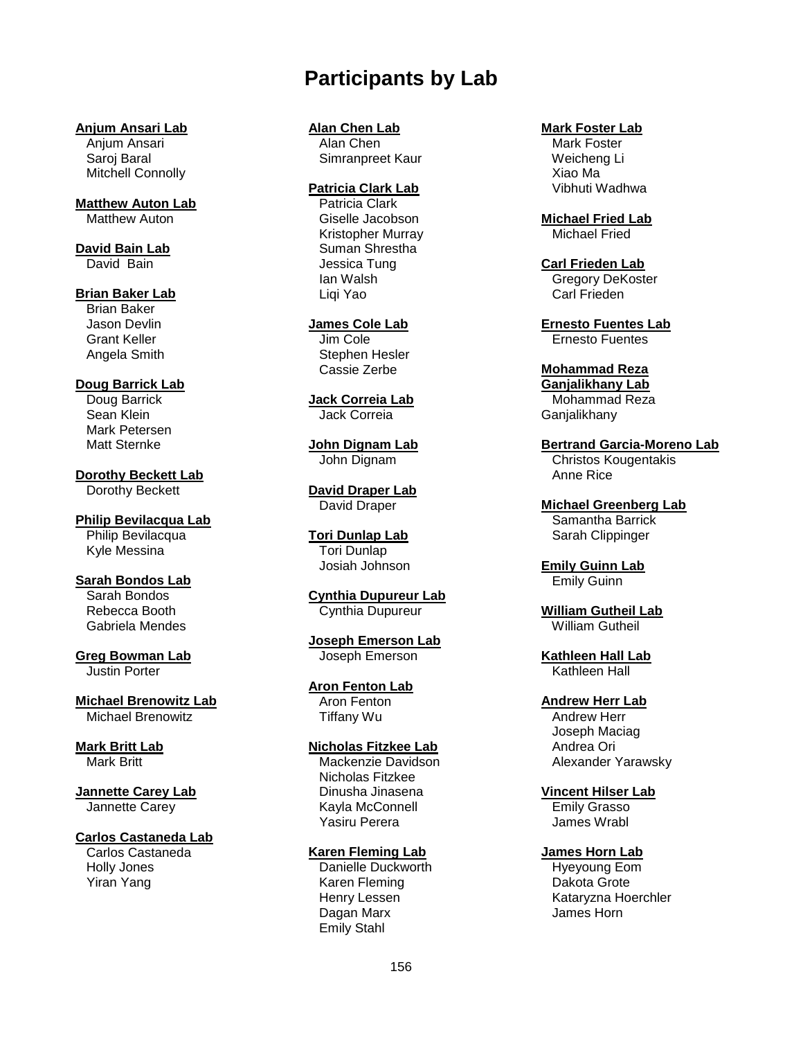# Participants by Lab

**Anjum Ansari Lab**
Anjum Ansari
Saroj Baral
Mitchell Connolly

**Matthew Auton Lab**
Matthew Auton

**David Bain Lab**
David Bain

**Brian Baker Lab**
Brian Baker
Jason Devlin
Grant Keller
Angela Smith

**Doug Barrick Lab**
Doug Barrick
Sean Klein
Mark Petersen
Matt Sternke

**Dorothy Beckett Lab**
Dorothy Beckett

**Philip Bevilacqua Lab**
Philip Bevilacqua
Kyle Messina

**Sarah Bondos Lab**
Sarah Bondos
Rebecca Booth
Gabriela Mendes

**Greg Bowman Lab**
Justin Porter

**Michael Brenowitz Lab**
Michael Brenowitz

**Mark Britt Lab**
Mark Britt

**Jannette Carey Lab**
Jannette Carey

**Carlos Castaneda Lab**
Carlos Castaneda
Holly Jones
Yiran Yang

**Alan Chen Lab**
Alan Chen
Simranpreet Kaur

**Patricia Clark Lab**
Patricia Clark
Giselle Jacobson
Kristopher Murray
Suman Shrestha
Jessica Tung
Ian Walsh
Liqi Yao

**James Cole Lab**
Jim Cole
Stephen Hesler
Cassie Zerbe

**Jack Correia Lab**
Jack Correia

**John Dignam Lab**
John Dignam

**David Draper Lab**
David Draper

**Tori Dunlap Lab**
Tori Dunlap
Josiah Johnson

**Cynthia Dupureur Lab**
Cynthia Dupureur

**Joseph Emerson Lab**
Joseph Emerson

**Aron Fenton Lab**
Aron Fenton
Tiffany Wu

**Nicholas Fitzkee Lab**
Mackenzie Davidson
Nicholas Fitzkee
Dinusha Jinasena
Kayla McConnell
Yasiru Perera

**Karen Fleming Lab**
Danielle Duckworth
Karen Fleming
Henry Lessen
Dagan Marx
Emily Stahl

**Mark Foster Lab**
Mark Foster
Weicheng Li
Xiao Ma
Vibhuti Wadhwa

**Michael Fried Lab**
Michael Fried

**Carl Frieden Lab**
Gregory DeKoster
Carl Frieden

**Ernesto Fuentes Lab**
Ernesto Fuentes

**Mohammad Reza Ganjalikhany Lab**
Mohammad Reza Ganjalikhany

**Bertrand Garcia-Moreno Lab**
Christos Kougentakis
Anne Rice

**Michael Greenberg Lab**
Samantha Barrick
Sarah Clippinger

**Emily Guinn Lab**
Emily Guinn

**William Gutheil Lab**
William Gutheil

**Kathleen Hall Lab**
Kathleen Hall

**Andrew Herr Lab**
Andrew Herr
Joseph Maciag
Andrea Ori
Alexander Yarawsky

**Vincent Hilser Lab**
Emily Grasso
James Wrabl

**James Horn Lab**
Hyeyoung Eom
Dakota Grote
Kataryzna Hoerchler
James Horn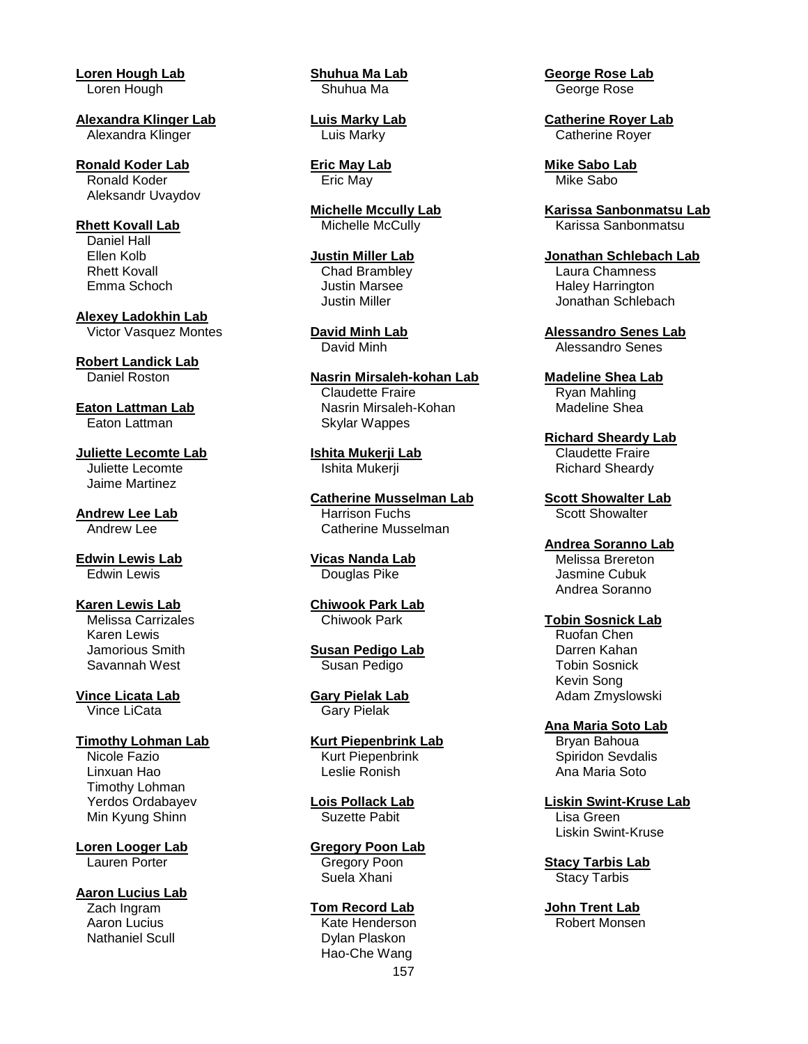**Loren Hough Lab**
Loren Hough

**Alexandra Klinger Lab**
Alexandra Klinger

**Ronald Koder Lab**
Ronald Koder
Aleksandr Uvaydov

**Rhett Kovall Lab**
Daniel Hall
Ellen Kolb
Rhett Kovall
Emma Schoch

**Alexey Ladokhin Lab**
Victor Vasquez Montes

**Robert Landick Lab**
Daniel Roston

**Eaton Lattman Lab**
Eaton Lattman

**Juliette Lecomte Lab**
Juliette Lecomte
Jaime Martinez

**Andrew Lee Lab**
Andrew Lee

**Edwin Lewis Lab**
Edwin Lewis

**Karen Lewis Lab**
Melissa Carrizales
Karen Lewis
Jamorious Smith
Savannah West

**Vince Licata Lab**
Vince LiCata

**Timothy Lohman Lab**
Nicole Fazio
Linxuan Hao
Timothy Lohman
Yerdos Ordabayev
Min Kyung Shinn

**Loren Looger Lab**
Lauren Porter

**Aaron Lucius Lab**
Zach Ingram
Aaron Lucius
Nathaniel Scull

**Shuhua Ma Lab**
Shuhua Ma

**Luis Marky Lab**
Luis Marky

**Eric May Lab**
Eric May

**Michelle Mccully Lab**
Michelle McCully

**Justin Miller Lab**
Chad Brambley
Justin Marsee
Justin Miller

**David Minh Lab**
David Minh

**Nasrin Mirsaleh-kohan Lab**
Claudette Fraire
Nasrin Mirsaleh-Kohan
Skylar Wappes

**Ishita Mukerji Lab**
Ishita Mukerji

**Catherine Musselman Lab**
Harrison Fuchs
Catherine Musselman

**Vicas Nanda Lab**
Douglas Pike

**Chiwook Park Lab**
Chiwook Park

**Susan Pedigo Lab**
Susan Pedigo

**Gary Pielak Lab**
Gary Pielak

**Kurt Piepenbrink Lab**
Kurt Piepenbrink
Leslie Ronish

**Lois Pollack Lab**
Suzette Pabit

**Gregory Poon Lab**
Gregory Poon
Suela Xhani

**Tom Record Lab**
Kate Henderson
Dylan Plaskon
Hao-Che Wang

**George Rose Lab**
George Rose

**Catherine Royer Lab**
Catherine Royer

**Mike Sabo Lab**
Mike Sabo

**Karissa Sanbonmatsu Lab**
Karissa Sanbonmatsu

**Jonathan Schlebach Lab**
Laura Chamness
Haley Harrington
Jonathan Schlebach

**Alessandro Senes Lab**
Alessandro Senes

**Madeline Shea Lab**
Ryan Mahling
Madeline Shea

**Richard Sheardy Lab**
Claudette Fraire
Richard Sheardy

**Scott Showalter Lab**
Scott Showalter

**Andrea Soranno Lab**
Melissa Brereton
Jasmine Cubuk
Andrea Soranno

**Tobin Sosnick Lab**
Ruofan Chen
Darren Kahan
Tobin Sosnick
Kevin Song
Adam Zmyslowski

**Ana Maria Soto Lab**
Bryan Bahoua
Spiridon Sevdalis
Ana Maria Soto

**Liskin Swint-Kruse Lab**
Lisa Green
Liskin Swint-Kruse

**Stacy Tarbis Lab**
Stacy Tarbis

**John Trent Lab**
Robert Monsen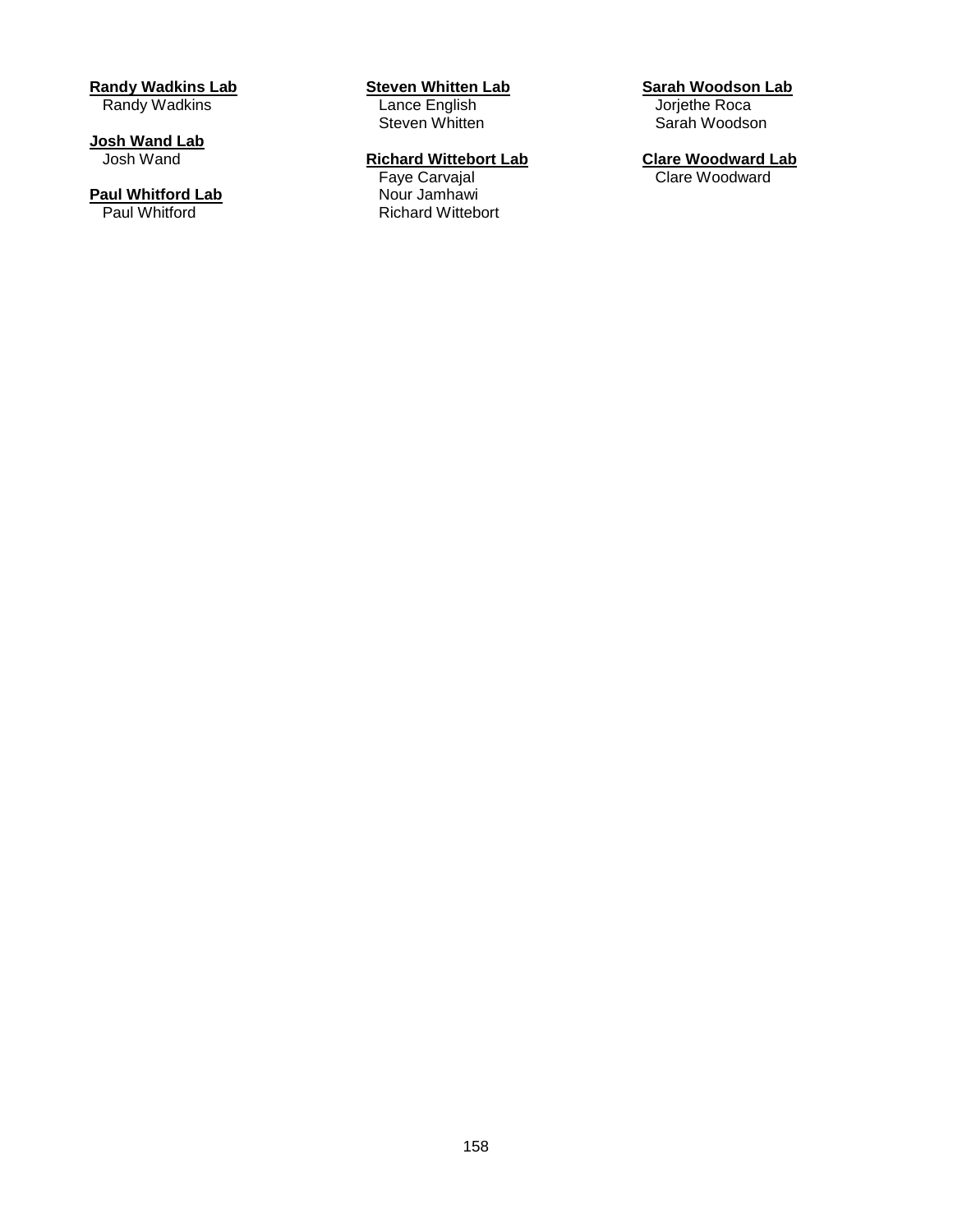**Randy Wadkins Lab**
Randy Wadkins

**Josh Wand Lab**
Josh Wand

**Paul Whitford Lab**
Paul Whitford

**Steven Whitten Lab**
Lance English
Steven Whitten

**Richard Wittebort Lab**
Faye Carvajal
Nour Jamhawi
Richard Wittebort

**Sarah Woodson Lab**
Jorjethe Roca
Sarah Woodson

**Clare Woodward Lab**
Clare Woodward